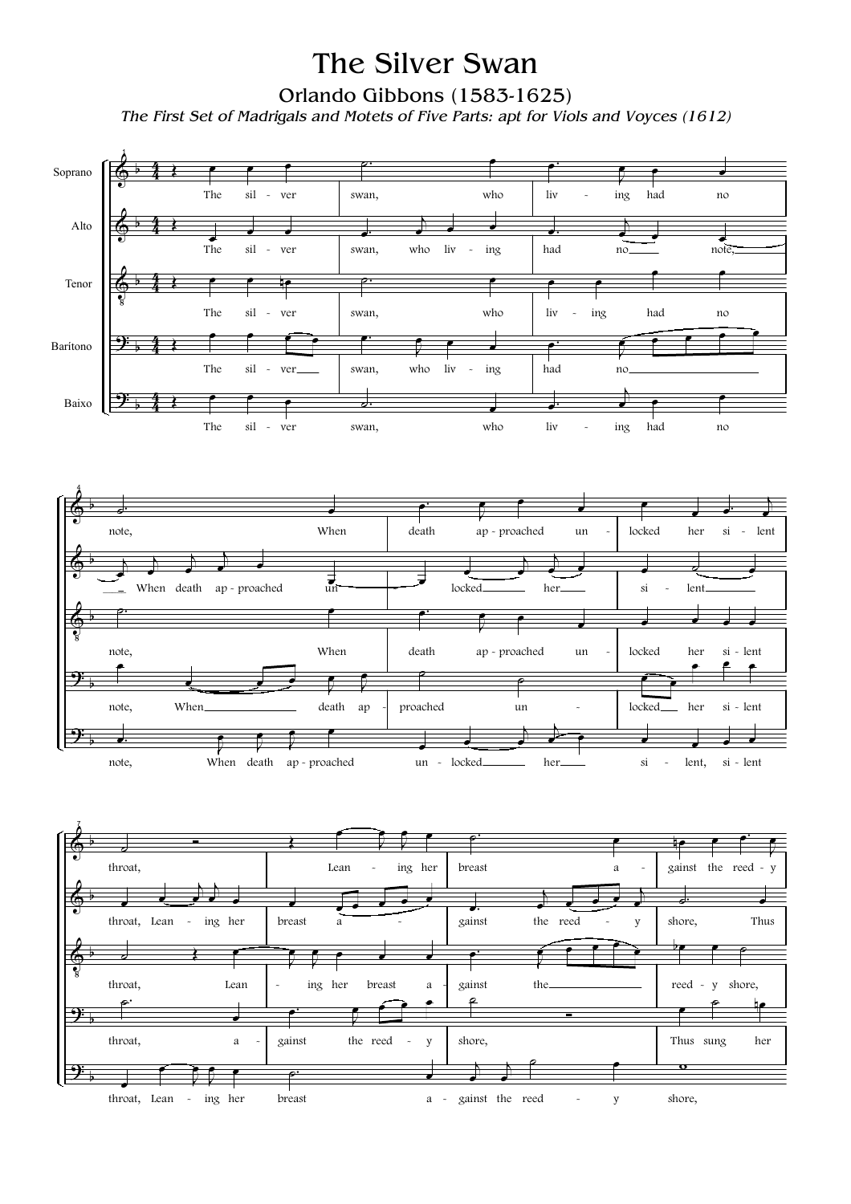# The Silver Swan

## Orlando Gibbons (1583-1625)

*The First Set of Madrigals and Motets of Five Parts: apt for Viols and Voyces (1612)*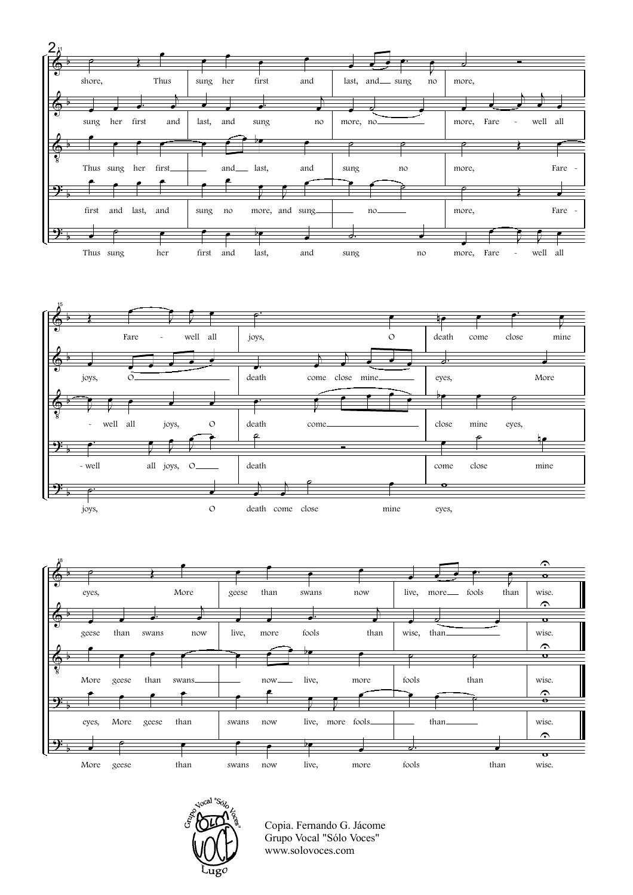Copia. Fernando G. Jácome
Grupo Vocal "Sólo Voces"
www.solovoces.com